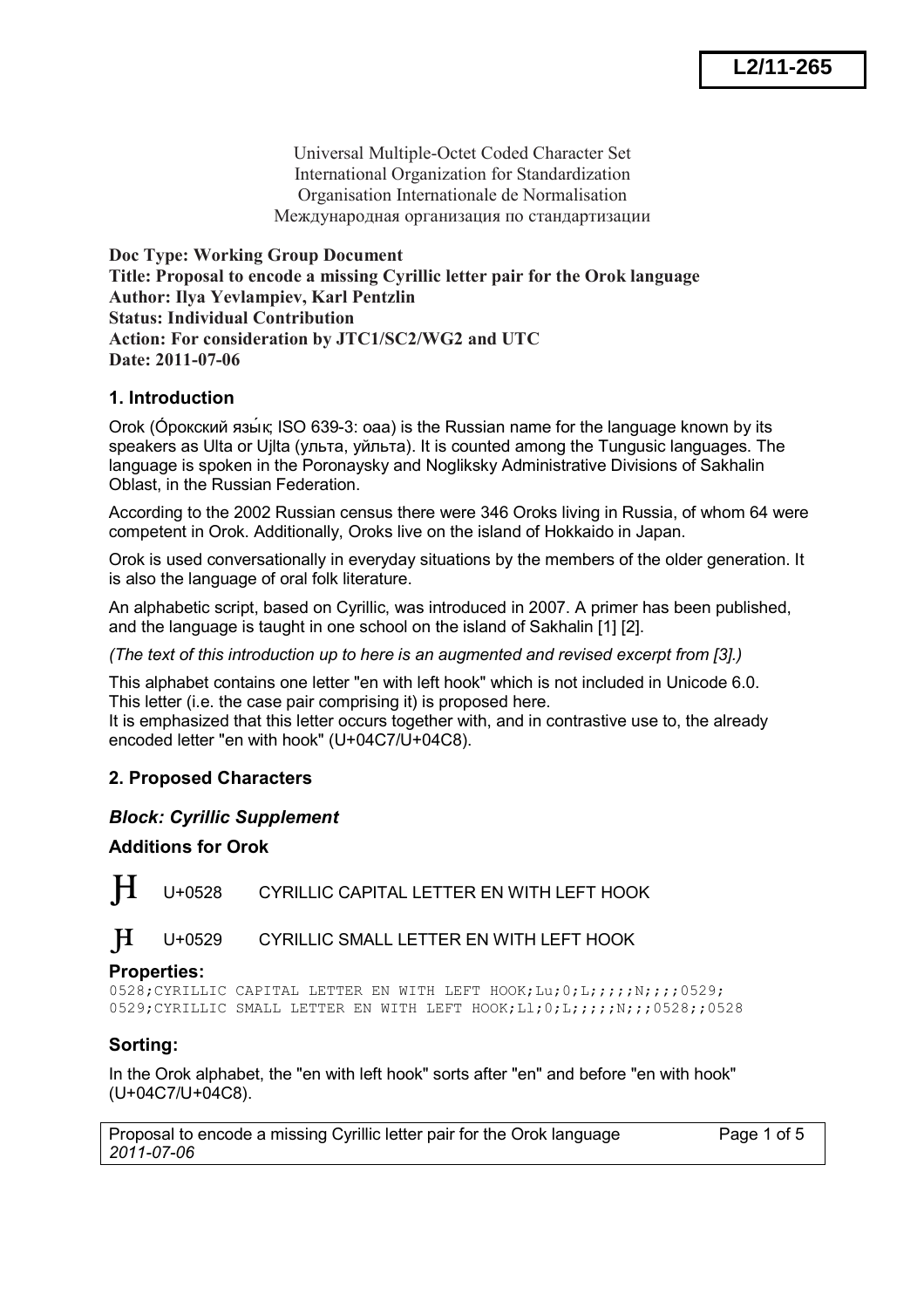**L2/11-265**

Universal Multiple-Octet Coded Character Set
International Organization for Standardization
Organisation Internationale de Normalisation
Международная организация по стандартизации

**Doc Type: Working Group Document**
**Title: Proposal to encode a missing Cyrillic letter pair for the Orok language**
**Author: Ilya Yevlampiev, Karl Pentzlin**
**Status: Individual Contribution**
**Action: For consideration by JTC1/SC2/WG2 and UTC**
**Date: 2011-07-06**

## 1. Introduction

Orok (Óрокский язы́к; ISO 639-3: oaa) is the Russian name for the language known by its speakers as Ulta or Ujlta (ульта, уйльта). It is counted among the Tungusic languages. The language is spoken in the Poronaysky and Nogliksky Administrative Divisions of Sakhalin Oblast, in the Russian Federation.

According to the 2002 Russian census there were 346 Oroks living in Russia, of whom 64 were competent in Orok. Additionally, Oroks live on the island of Hokkaido in Japan.

Orok is used conversationally in everyday situations by the members of the older generation. It is also the language of oral folk literature.

An alphabetic script, based on Cyrillic, was introduced in 2007. A primer has been published, and the language is taught in one school on the island of Sakhalin [1] [2].

*(The text of this introduction up to here is an augmented and revised excerpt from [3].)*

This alphabet contains one letter "en with left hook" which is not included in Unicode 6.0.
This letter (i.e. the case pair comprising it) is proposed here.
It is emphasized that this letter occurs together with, and in contrastive use to, the already encoded letter "en with hook" (U+04C7/U+04C8).

## 2. Proposed Characters

### *Block: Cyrillic Supplement*

### Additions for Orok

Ԩ U+0528 CYRILLIC CAPITAL LETTER EN WITH LEFT HOOK

ԩ U+0529 CYRILLIC SMALL LETTER EN WITH LEFT HOOK

### Properties:

```
0528;CYRILLIC CAPITAL LETTER EN WITH LEFT HOOK;Lu;0;L;;;;;N;;;;0529;
0529;CYRILLIC SMALL LETTER EN WITH LEFT HOOK;Ll;0;L;;;;;N;;;0528;;0528
```

### Sorting:

In the Orok alphabet, the "en with left hook" sorts after "en" and before "en with hook" (U+04C7/U+04C8).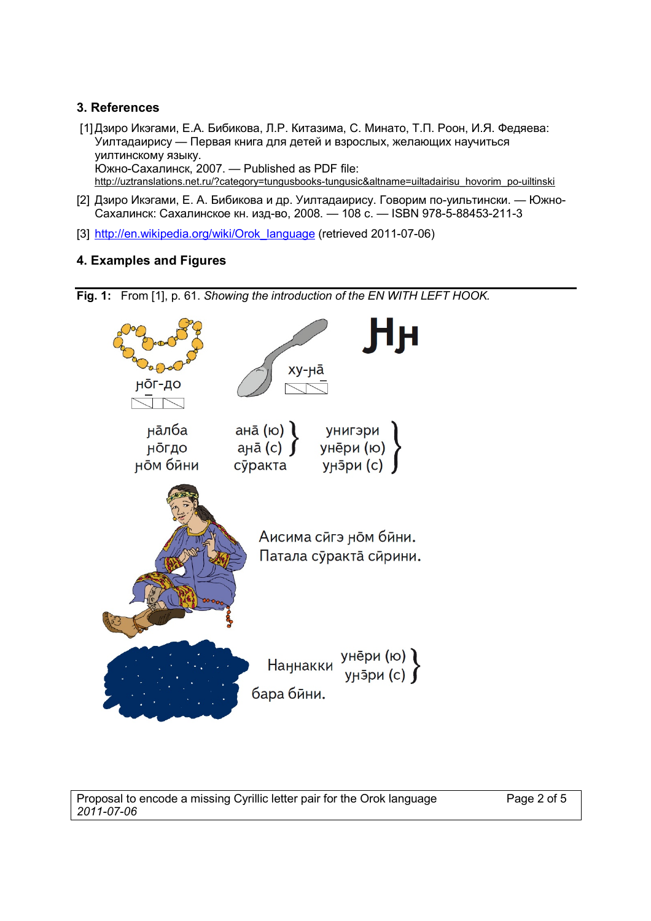## 3. References

[1] Дзиро Икэгами, Е.А. Бибикова, Л.Р. Китазима, С. Минато, Т.П. Роон, И.Я. Федяева: Уилтадаирису — Первая книга для детей и взрослых, желающих научиться уилтинскому языку.
Южно-Сахалинск, 2007. — Published as PDF file:
http://uztranslations.net.ru/?category=tungusbooks-tungusic&altname=uiltadairisu_hovorim_po-uiltinski

[2] Дзиро Икэгами, Е. А. Бибикова и др. Уилтадаирису. Говорим по-уильтински. — Южно-Сахалинск: Сахалинское кн. изд-во, 2008. — 108 с. — ISBN 978-5-88453-211-3

[3] http://en.wikipedia.org/wiki/Orok_language (retrieved 2011-07-06)

## 4. Examples and Figures

**Fig. 1:** From [1], p. 61. *Showing the introduction of the EN WITH LEFT HOOK.*

ӈо̄г-до ху-ӈа̄ Ӈӈ

ӈа̄лба
ӈо̄гдо
ӈо̄м бӣни

ана̄ (ю)
аӈа̄ (с)
сӯракта

унигэри
унēри (ю)
уӈэ̄ри (с)

Аисима сӣгэ ӈо̄м бӣни.
Патала сӯракта̄ сӣрини.

Наӈнакки унēри (ю) / уӈэ̄ри (с) бара бӣни.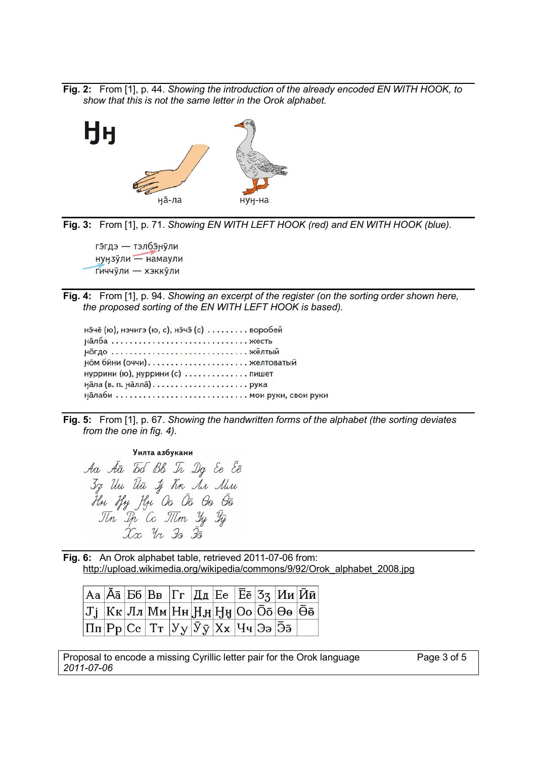**Fig. 2:** From [1], p. 44. *Showing the introduction of the already encoded EN WITH HOOK, to show that this is not the same letter in the Orok alphabet.*

Ӈӈ

ӈā-ла  нуӈ-на

**Fig. 3:** From [1], p. 71. *Showing EN WITH LEFT HOOK (red) and EN WITH HOOK (blue).*

гэ̄гдэ — тэлбэ̄ӈӯли
нуӈзӯли — намаули
гиччӯли — хэккӯли

**Fig. 4:** From [1], p. 94. *Showing an excerpt of the register (on the sorting order shown here, the proposed sorting of the EN WITH LEFT HOOK is based).*

нэ̄чē (ю), нэчигэ (ю, с), нэ̄чэ̄ (с) ......... воробей
ӊāлба ............................. жесть
ӊōгдо ............................. жёлтый
ӊōм бйни (очни)..................... желтоватый
нуррини (ю), ӊуррини (с) .............. пишет
ӈāла (в. п. ӈāллā)..................... рука
ӈāлаби ............................ мои руки, свои руки

**Fig. 5:** From [1], p. 67. *Showing the handwritten forms of the alphabet (the sorting deviates from the one in fig. 4).*

**Уилта азбукани**

Аа Āā Бб Вв Гг Дд Ее Ēē
Зз Ии Йй Јј Кк Лл Мм
Нн Ӊӊ Ӈӈ Оо Ōō Өө Ө̄ө̄
Пп Рр Сс Тт Уу Ӯӯ
Хх Чч Ээ Э̄э̄

**Fig. 6:** An Orok alphabet table, retrieved 2011-07-06 from:
http://upload.wikimedia.org/wikipedia/commons/9/92/Orok_alphabet_2008.jpg

| Аа | Āā | Бб | Вв | Гг | Дд | Ее | Ēē | Зз | Ии | Йй |
|---|---|---|---|---|---|---|---|---|---|---|
| Јј | Кк | Лл | Мм | Нн | Ӊӊ | Ӈӈ | Оо | Ōō | Өө | Ө̄ө̄ |
| Пп | Рр | Сс | Тт | Уу | Ӯӯ | Хх | Чч | Ээ | Э̄э̄ | |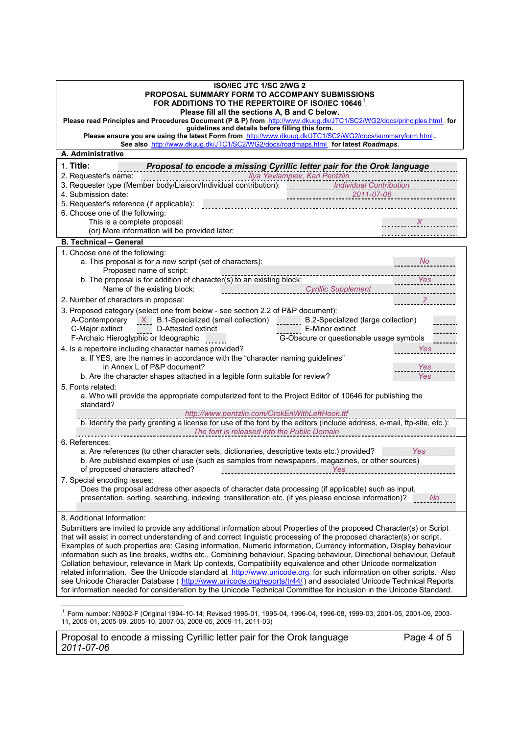**ISO/IEC JTC 1/SC 2/WG 2**
**PROPOSAL SUMMARY FORM TO ACCOMPANY SUBMISSIONS**
**FOR ADDITIONS TO THE REPERTOIRE OF ISO/IEC 10646**[1]
**Please fill all the sections A, B and C below.**

**Please read Principles and Procedures Document (P & P) from** http://www.dkuug.dk/JTC1/SC2/WG2/docs/principles.html **for guidelines and details before filling this form.**

**Please ensure you are using the latest Form from** http://www.dkuug.dk/JTC1/SC2/WG2/docs/summaryform.html**.**

**See also** http://www.dkuug.dk/JTC1/SC2/WG2/docs/roadmaps.html **for latest** ***Roadmaps.***

## A. Administrative

1. **Title:** ***Proposal to encode a missing Cyrillic letter pair for the Orok language***
2. Requester's name: *Ilya Yevlampiev, Karl Pentzlin*
3. Requester type (Member body/Liaison/Individual contribution): *Individual Contribution*
4. Submission date: *2011-07-06*
5. Requester's reference (if applicable):
6. Choose one of the following:
   This is a complete proposal: *X*
   (or) More information will be provided later:

## B. Technical – General

1. Choose one of the following:
   a. This proposal is for a new script (set of characters): *No*
      Proposed name of script:
   b. The proposal is for addition of character(s) to an existing block: *Yes*
      Name of the existing block: *Cyrillic Supplement*
2. Number of characters in proposal: *2*
3. Proposed category (select one from below - see section 2.2 of P&P document):
   A-Contemporary ___ B.1-Specialized (small collection) *X* B.2-Specialized (large collection) ___
   C-Major extinct ___ D-Attested extinct ___ E-Minor extinct ___
   F-Archaic Hieroglyphic or Ideographic ___ G-Obscure or questionable usage symbols ___
4. Is a repertoire including character names provided? *Yes*
   a. If YES, are the names in accordance with the "character naming guidelines" in Annex L of P&P document? *Yes*
   b. Are the character shapes attached in a legible form suitable for review? *Yes*
5. Fonts related:
   a. Who will provide the appropriate computerized font to the Project Editor of 10646 for publishing the standard?
      *http://www.pentzlin.com/OrokEnWithLeftHook.ttf*
   b. Identify the party granting a license for use of the font by the editors (include address, e-mail, ftp-site, etc.):
      *The font is released into the Public Domain*
6. References:
   a. Are references (to other character sets, dictionaries, descriptive texts etc.) provided? *Yes*
   b. Are published examples of use (such as samples from newspapers, magazines, or other sources) of proposed characters attached? *Yes*
7. Special encoding issues:
   Does the proposal address other aspects of character data processing (if applicable) such as input, presentation, sorting, searching, indexing, transliteration etc. (if yes please enclose information)? *No*
8. Additional Information:

Submitters are invited to provide any additional information about Properties of the proposed Character(s) or Script that will assist in correct understanding of and correct linguistic processing of the proposed character(s) or script. Examples of such properties are: Casing information, Numeric information, Currency information, Display behaviour information such as line breaks, widths etc., Combining behaviour, Spacing behaviour, Directional behaviour, Default Collation behaviour, relevance in Mark Up contexts, Compatibility equivalence and other Unicode normalization related information. See the Unicode standard at http://www.unicode.org for such information on other scripts. Also see Unicode Character Database ( http://www.unicode.org/reports/tr44/ ) and associated Unicode Technical Reports for information needed for consideration by the Unicode Technical Committee for inclusion in the Unicode Standard.

---

[1] Form number: N3902-F (Original 1994-10-14; Revised 1995-01, 1995-04, 1996-04, 1996-08, 1999-03, 2001-05, 2001-09, 2003-11, 2005-01, 2005-09, 2005-10, 2007-03, 2008-05, 2009-11, 2011-03)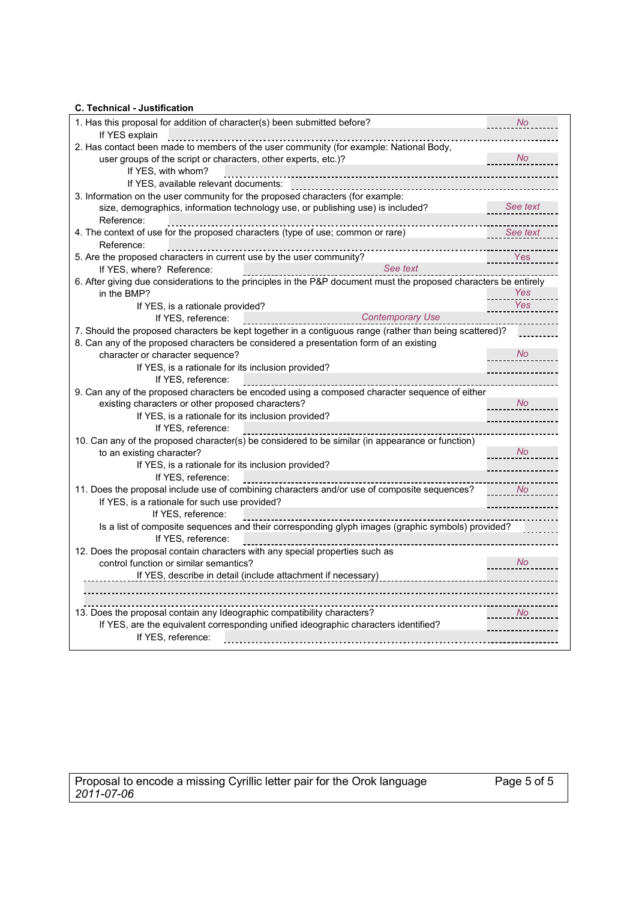**C. Technical - Justification**

1. Has this proposal for addition of character(s) been submitted before? *No*
   If YES explain
2. Has contact been made to members of the user community (for example: National Body, user groups of the script or characters, other experts, etc.)? *No*
   If YES, with whom?
   If YES, available relevant documents:
3. Information on the user community for the proposed characters (for example: size, demographics, information technology use, or publishing use) is included? *See text*
   Reference:
4. The context of use for the proposed characters (type of use; common or rare) *See text*
   Reference:
5. Are the proposed characters in current use by the user community? *Yes*
   If YES, where? Reference: *See text*
6. After giving due considerations to the principles in the P&P document must the proposed characters be entirely in the BMP? *Yes*
   If YES, is a rationale provided? *Yes*
   If YES, reference: *Contemporary Use*
7. Should the proposed characters be kept together in a contiguous range (rather than being scattered)?
8. Can any of the proposed characters be considered a presentation form of an existing character or character sequence? *No*
   If YES, is a rationale for its inclusion provided?
   If YES, reference:
9. Can any of the proposed characters be encoded using a composed character sequence of either existing characters or other proposed characters? *No*
   If YES, is a rationale for its inclusion provided?
   If YES, reference:
10. Can any of the proposed character(s) be considered to be similar (in appearance or function) to an existing character? *No*
    If YES, is a rationale for its inclusion provided?
    If YES, reference:
11. Does the proposal include use of combining characters and/or use of composite sequences? *No*
    If YES, is a rationale for such use provided?
    If YES, reference:
    Is a list of composite sequences and their corresponding glyph images (graphic symbols) provided?
    If YES, reference:
12. Does the proposal contain characters with any special properties such as control function or similar semantics? *No*
    If YES, describe in detail (include attachment if necessary)
13. Does the proposal contain any Ideographic compatibility characters? *No*
    If YES, are the equivalent corresponding unified ideographic characters identified?
    If YES, reference:

Proposal to encode a missing Cyrillic letter pair for the Orok language
*2011-07-06*